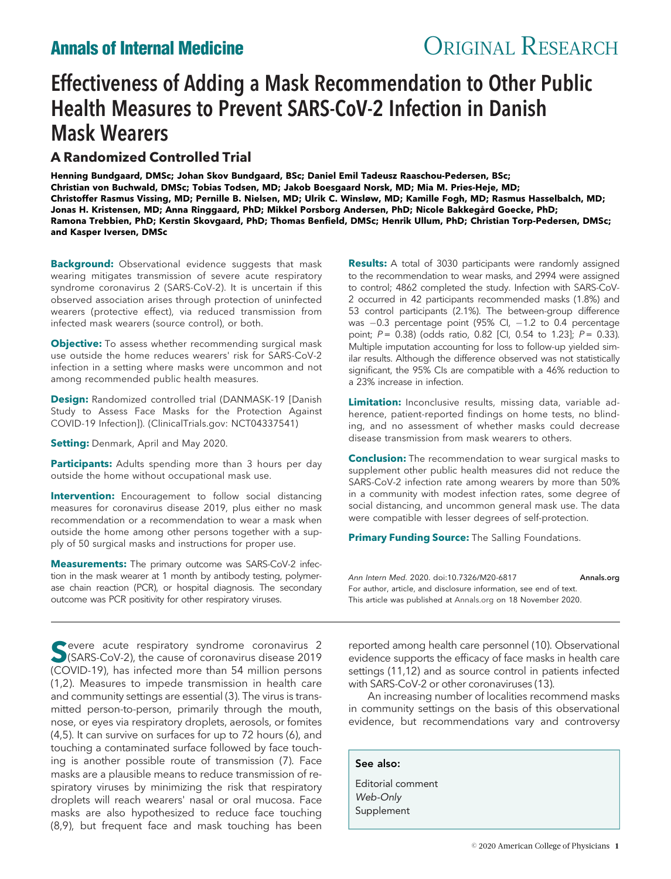Annals of Internal Medicine — ORIGINAL RESEARCH

# Effectiveness of Adding a Mask Recommendation to Other Public Health Measures to Prevent SARS-CoV-2 Infection in Danish Mask Wearers

## A Randomized Controlled Trial

**Henning Bundgaard, DMSc; Johan Skov Bundgaard, BSc; Daniel Emil Tadeusz Raaschou-Pedersen, BSc; Christian von Buchwald, DMSc; Tobias Todsen, MD; Jakob Boesgaard Norsk, MD; Mia M. Pries-Heje, MD; Christoffer Rasmus Vissing, MD; Pernille B. Nielsen, MD; Ulrik C. Winsløw, MD; Kamille Fogh, MD; Rasmus Hasselbalch, MD; Jonas H. Kristensen, MD; Anna Ringgaard, PhD; Mikkel Porsborg Andersen, PhD; Nicole Bakkegård Goecke, PhD; Ramona Trebbien, PhD; Kerstin Skovgaard, PhD; Thomas Benfield, DMSc; Henrik Ullum, PhD; Christian Torp-Pedersen, DMSc; and Kasper Iversen, DMSc**

**Background:** Observational evidence suggests that mask wearing mitigates transmission of severe acute respiratory syndrome coronavirus 2 (SARS-CoV-2). It is uncertain if this observed association arises through protection of uninfected wearers (protective effect), via reduced transmission from infected mask wearers (source control), or both.

**Objective:** To assess whether recommending surgical mask use outside the home reduces wearers' risk for SARS-CoV-2 infection in a setting where masks were uncommon and not among recommended public health measures.

**Design:** Randomized controlled trial (DANMASK-19 [Danish Study to Assess Face Masks for the Protection Against COVID-19 Infection]). (ClinicalTrials.gov: NCT04337541)

**Setting:** Denmark, April and May 2020.

**Participants:** Adults spending more than 3 hours per day outside the home without occupational mask use.

**Intervention:** Encouragement to follow social distancing measures for coronavirus disease 2019, plus either no mask recommendation or a recommendation to wear a mask when outside the home among other persons together with a supply of 50 surgical masks and instructions for proper use.

**Measurements:** The primary outcome was SARS-CoV-2 infection in the mask wearer at 1 month by antibody testing, polymerase chain reaction (PCR), or hospital diagnosis. The secondary outcome was PCR positivity for other respiratory viruses.

**Results:** A total of 3030 participants were randomly assigned to the recommendation to wear masks, and 2994 were assigned to control; 4862 completed the study. Infection with SARS-CoV-2 occurred in 42 participants recommended masks (1.8%) and 53 control participants (2.1%). The between-group difference was −0.3 percentage point (95% CI, −1.2 to 0.4 percentage point; $P = 0.38$) (odds ratio, 0.82 [CI, 0.54 to 1.23]; $P = 0.33$). Multiple imputation accounting for loss to follow-up yielded similar results. Although the difference observed was not statistically significant, the 95% CIs are compatible with a 46% reduction to a 23% increase in infection.

**Limitation:** Inconclusive results, missing data, variable adherence, patient-reported findings on home tests, no blinding, and no assessment of whether masks could decrease disease transmission from mask wearers to others.

**Conclusion:** The recommendation to wear surgical masks to supplement other public health measures did not reduce the SARS-CoV-2 infection rate among wearers by more than 50% in a community with modest infection rates, some degree of social distancing, and uncommon general mask use. The data were compatible with lesser degrees of self-protection.

**Primary Funding Source:** The Salling Foundations.

*Ann Intern Med.* 2020. doi:10.7326/M20-6817 Annals.org
For author, article, and disclosure information, see end of text.
This article was published at Annals.org on 18 November 2020.

Severe acute respiratory syndrome coronavirus 2 (SARS-CoV-2), the cause of coronavirus disease 2019 (COVID-19), has infected more than 54 million persons (1,2). Measures to impede transmission in health care and community settings are essential (3). The virus is transmitted person-to-person, primarily through the mouth, nose, or eyes via respiratory droplets, aerosols, or fomites (4,5). It can survive on surfaces for up to 72 hours (6), and touching a contaminated surface followed by face touching is another possible route of transmission (7). Face masks are a plausible means to reduce transmission of respiratory viruses by minimizing the risk that respiratory droplets will reach wearers' nasal or oral mucosa. Face masks are also hypothesized to reduce face touching (8,9), but frequent face and mask touching has been reported among health care personnel (10). Observational evidence supports the efficacy of face masks in health care settings (11,12) and as source control in patients infected with SARS-CoV-2 or other coronaviruses (13).

An increasing number of localities recommend masks in community settings on the basis of this observational evidence, but recommendations vary and controversy

**See also:**

Editorial comment
*Web-Only*
Supplement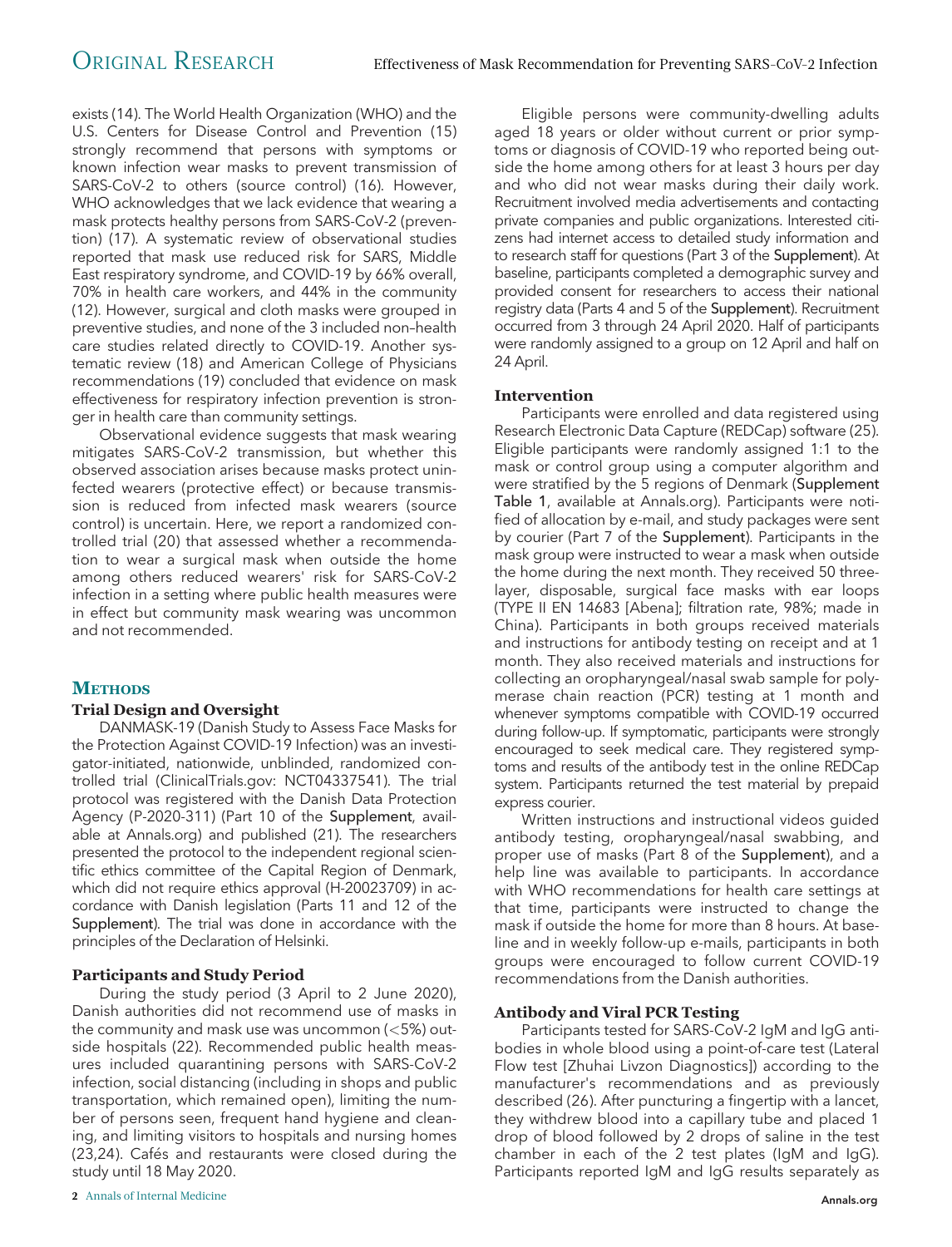exists (14). The World Health Organization (WHO) and the U.S. Centers for Disease Control and Prevention (15) strongly recommend that persons with symptoms or known infection wear masks to prevent transmission of SARS-CoV-2 to others (source control) (16). However, WHO acknowledges that we lack evidence that wearing a mask protects healthy persons from SARS-CoV-2 (prevention) (17). A systematic review of observational studies reported that mask use reduced risk for SARS, Middle East respiratory syndrome, and COVID-19 by 66% overall, 70% in health care workers, and 44% in the community (12). However, surgical and cloth masks were grouped in preventive studies, and none of the 3 included non–health care studies related directly to COVID-19. Another systematic review (18) and American College of Physicians recommendations (19) concluded that evidence on mask effectiveness for respiratory infection prevention is stronger in health care than community settings.

Observational evidence suggests that mask wearing mitigates SARS-CoV-2 transmission, but whether this observed association arises because masks protect uninfected wearers (protective effect) or because transmission is reduced from infected mask wearers (source control) is uncertain. Here, we report a randomized controlled trial (20) that assessed whether a recommendation to wear a surgical mask when outside the home among others reduced wearers' risk for SARS-CoV-2 infection in a setting where public health measures were in effect but community mask wearing was uncommon and not recommended.

## Methods

### Trial Design and Oversight

DANMASK-19 (Danish Study to Assess Face Masks for the Protection Against COVID-19 Infection) was an investigator-initiated, nationwide, unblinded, randomized controlled trial (ClinicalTrials.gov: NCT04337541). The trial protocol was registered with the Danish Data Protection Agency (P-2020-311) (Part 10 of the Supplement, available at Annals.org) and published (21). The researchers presented the protocol to the independent regional scientific ethics committee of the Capital Region of Denmark, which did not require ethics approval (H-20023709) in accordance with Danish legislation (Parts 11 and 12 of the Supplement). The trial was done in accordance with the principles of the Declaration of Helsinki.

### Participants and Study Period

During the study period (3 April to 2 June 2020), Danish authorities did not recommend use of masks in the community and mask use was uncommon (<5%) outside hospitals (22). Recommended public health measures included quarantining persons with SARS-CoV-2 infection, social distancing (including in shops and public transportation, which remained open), limiting the number of persons seen, frequent hand hygiene and cleaning, and limiting visitors to hospitals and nursing homes (23,24). Cafés and restaurants were closed during the study until 18 May 2020.

Eligible persons were community-dwelling adults aged 18 years or older without current or prior symptoms or diagnosis of COVID-19 who reported being outside the home among others for at least 3 hours per day and who did not wear masks during their daily work. Recruitment involved media advertisements and contacting private companies and public organizations. Interested citizens had internet access to detailed study information and to research staff for questions (Part 3 of the Supplement). At baseline, participants completed a demographic survey and provided consent for researchers to access their national registry data (Parts 4 and 5 of the Supplement). Recruitment occurred from 3 through 24 April 2020. Half of participants were randomly assigned to a group on 12 April and half on 24 April.

### Intervention

Participants were enrolled and data registered using Research Electronic Data Capture (REDCap) software (25). Eligible participants were randomly assigned 1:1 to the mask or control group using a computer algorithm and were stratified by the 5 regions of Denmark (Supplement Table 1, available at Annals.org). Participants were notified of allocation by e-mail, and study packages were sent by courier (Part 7 of the Supplement). Participants in the mask group were instructed to wear a mask when outside the home during the next month. They received 50 three-layer, disposable, surgical face masks with ear loops (TYPE II EN 14683 [Abena]; filtration rate, 98%; made in China). Participants in both groups received materials and instructions for antibody testing on receipt and at 1 month. They also received materials and instructions for collecting an oropharyngeal/nasal swab sample for polymerase chain reaction (PCR) testing at 1 month and whenever symptoms compatible with COVID-19 occurred during follow-up. If symptomatic, participants were strongly encouraged to seek medical care. They registered symptoms and results of the antibody test in the online REDCap system. Participants returned the test material by prepaid express courier.

Written instructions and instructional videos guided antibody testing, oropharyngeal/nasal swabbing, and proper use of masks (Part 8 of the Supplement), and a help line was available to participants. In accordance with WHO recommendations for health care settings at that time, participants were instructed to change the mask if outside the home for more than 8 hours. At baseline and in weekly follow-up e-mails, participants in both groups were encouraged to follow current COVID-19 recommendations from the Danish authorities.

### Antibody and Viral PCR Testing

Participants tested for SARS-CoV-2 IgM and IgG antibodies in whole blood using a point-of-care test (Lateral Flow test [Zhuhai Livzon Diagnostics]) according to the manufacturer's recommendations and as previously described (26). After puncturing a fingertip with a lancet, they withdrew blood into a capillary tube and placed 1 drop of blood followed by 2 drops of saline in the test chamber in each of the 2 test plates (IgM and IgG). Participants reported IgM and IgG results separately as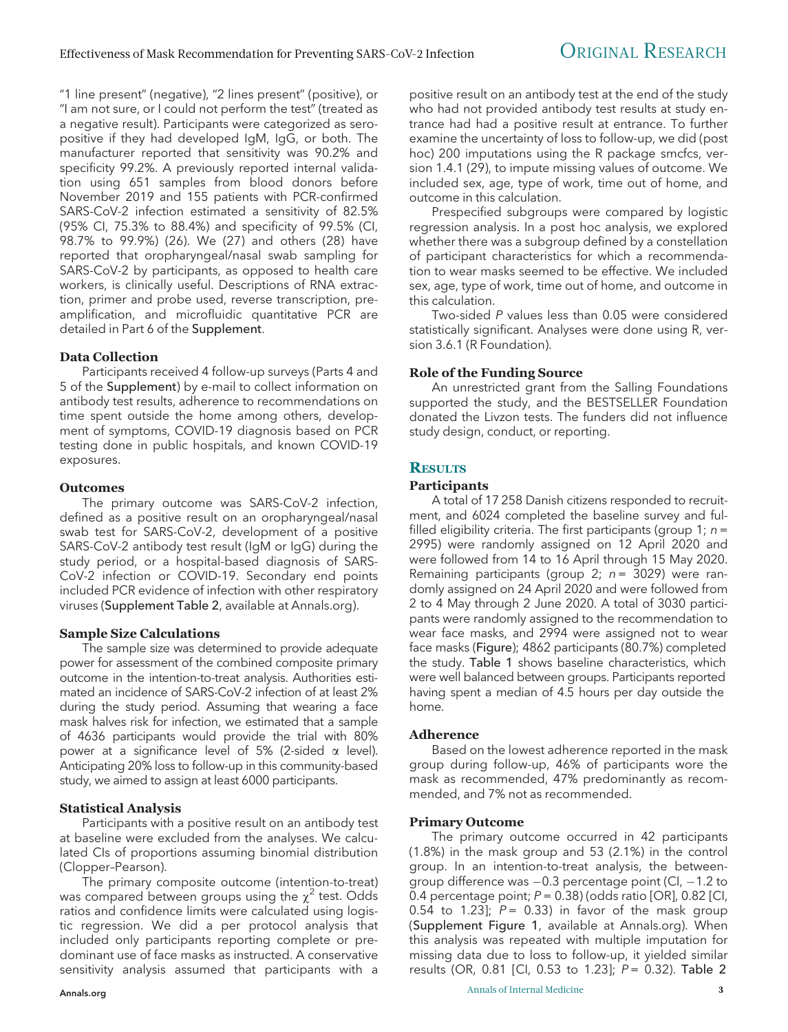"1 line present" (negative), "2 lines present" (positive), or "I am not sure, or I could not perform the test" (treated as a negative result). Participants were categorized as seropositive if they had developed IgM, IgG, or both. The manufacturer reported that sensitivity was 90.2% and specificity 99.2%. A previously reported internal validation using 651 samples from blood donors before November 2019 and 155 patients with PCR-confirmed SARS-CoV-2 infection estimated a sensitivity of 82.5% (95% CI, 75.3% to 88.4%) and specificity of 99.5% (CI, 98.7% to 99.9%) (26). We (27) and others (28) have reported that oropharyngeal/nasal swab sampling for SARS-CoV-2 by participants, as opposed to health care workers, is clinically useful. Descriptions of RNA extraction, primer and probe used, reverse transcription, preamplification, and microfluidic quantitative PCR are detailed in Part 6 of the Supplement.

### Data Collection

Participants received 4 follow-up surveys (Parts 4 and 5 of the Supplement) by e-mail to collect information on antibody test results, adherence to recommendations on time spent outside the home among others, development of symptoms, COVID-19 diagnosis based on PCR testing done in public hospitals, and known COVID-19 exposures.

### Outcomes

The primary outcome was SARS-CoV-2 infection, defined as a positive result on an oropharyngeal/nasal swab test for SARS-CoV-2, development of a positive SARS-CoV-2 antibody test result (IgM or IgG) during the study period, or a hospital-based diagnosis of SARS-CoV-2 infection or COVID-19. Secondary end points included PCR evidence of infection with other respiratory viruses (Supplement Table 2, available at Annals.org).

### Sample Size Calculations

The sample size was determined to provide adequate power for assessment of the combined composite primary outcome in the intention-to-treat analysis. Authorities estimated an incidence of SARS-CoV-2 infection of at least 2% during the study period. Assuming that wearing a face mask halves risk for infection, we estimated that a sample of 4636 participants would provide the trial with 80% power at a significance level of 5% (2-sided $\alpha$ level). Anticipating 20% loss to follow-up in this community-based study, we aimed to assign at least 6000 participants.

### Statistical Analysis

Participants with a positive result on an antibody test at baseline were excluded from the analyses. We calculated CIs of proportions assuming binomial distribution (Clopper–Pearson).

The primary composite outcome (intention-to-treat) was compared between groups using the $\chi^2$ test. Odds ratios and confidence limits were calculated using logistic regression. We did a per protocol analysis that included only participants reporting complete or predominant use of face masks as instructed. A conservative sensitivity analysis assumed that participants with a positive result on an antibody test at the end of the study who had not provided antibody test results at study entrance had had a positive result at entrance. To further examine the uncertainty of loss to follow-up, we did (post hoc) 200 imputations using the R package smcfcs, version 1.4.1 (29), to impute missing values of outcome. We included sex, age, type of work, time out of home, and outcome in this calculation.

Prespecified subgroups were compared by logistic regression analysis. In a post hoc analysis, we explored whether there was a subgroup defined by a constellation of participant characteristics for which a recommendation to wear masks seemed to be effective. We included sex, age, type of work, time out of home, and outcome in this calculation.

Two-sided *P* values less than 0.05 were considered statistically significant. Analyses were done using R, version 3.6.1 (R Foundation).

### Role of the Funding Source

An unrestricted grant from the Salling Foundations supported the study, and the BESTSELLER Foundation donated the Livzon tests. The funders did not influence study design, conduct, or reporting.

## Results

### Participants

A total of 17 258 Danish citizens responded to recruitment, and 6024 completed the baseline survey and fulfilled eligibility criteria. The first participants (group 1; *n* = 2995) were randomly assigned on 12 April 2020 and were followed from 14 to 16 April through 15 May 2020. Remaining participants (group 2; *n* = 3029) were randomly assigned on 24 April 2020 and were followed from 2 to 4 May through 2 June 2020. A total of 3030 participants were randomly assigned to the recommendation to wear face masks, and 2994 were assigned not to wear face masks (Figure); 4862 participants (80.7%) completed the study. Table 1 shows baseline characteristics, which were well balanced between groups. Participants reported having spent a median of 4.5 hours per day outside the home.

### Adherence

Based on the lowest adherence reported in the mask group during follow-up, 46% of participants wore the mask as recommended, 47% predominantly as recommended, and 7% not as recommended.

### Primary Outcome

The primary outcome occurred in 42 participants (1.8%) in the mask group and 53 (2.1%) in the control group. In an intention-to-treat analysis, the between-group difference was −0.3 percentage point (CI, −1.2 to 0.4 percentage point; *P* = 0.38) (odds ratio [OR], 0.82 [CI, 0.54 to 1.23]; *P* = 0.33) in favor of the mask group (Supplement Figure 1, available at Annals.org). When this analysis was repeated with multiple imputation for missing data due to loss to follow-up, it yielded similar results (OR, 0.81 [CI, 0.53 to 1.23]; *P* = 0.32). Table 2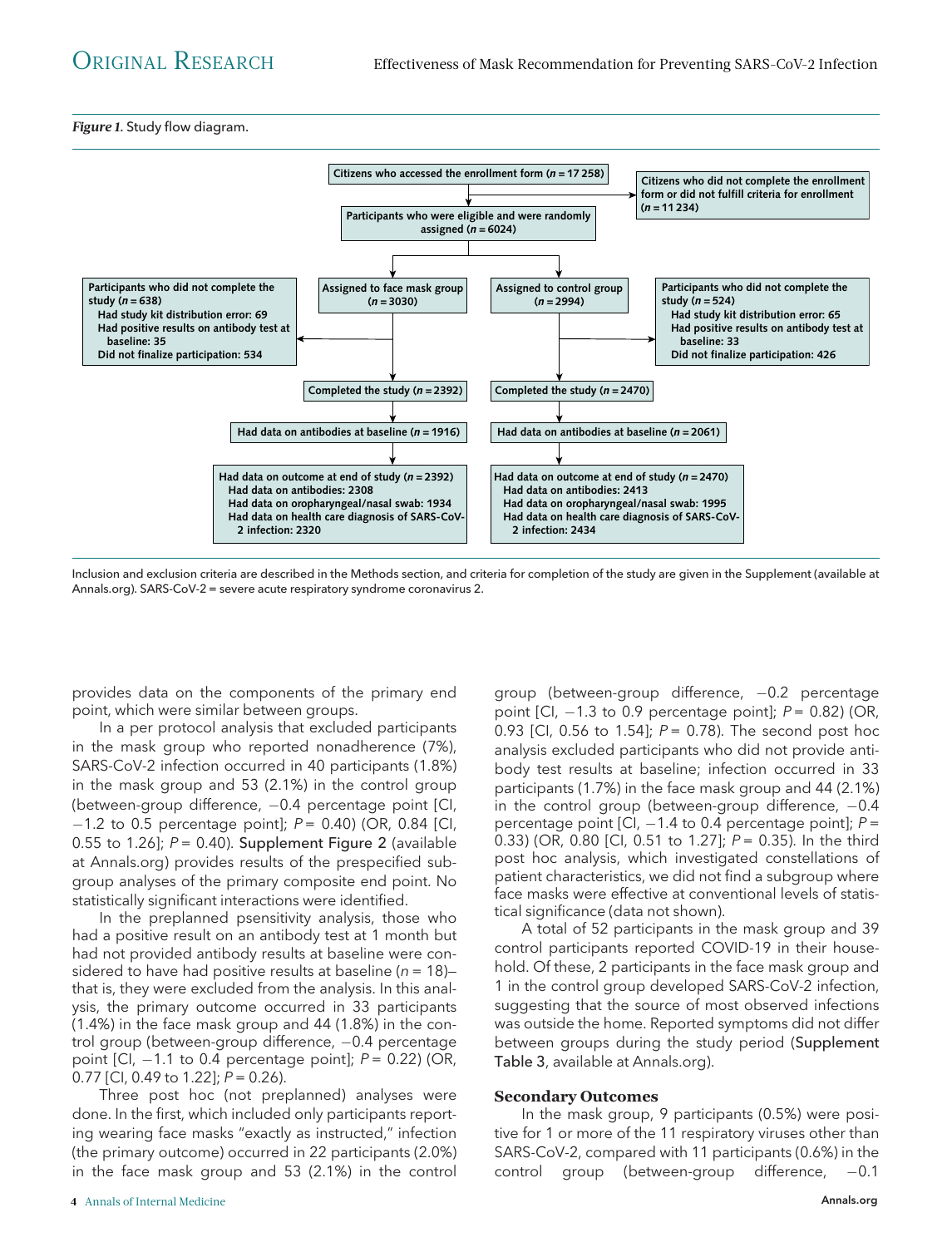*Figure 1.* Study flow diagram.

Citizens who accessed the enrollment form (n = 17 258)

Citizens who did not complete the enrollment form or did not fulfill criteria for enrollment (n = 11 234)

Participants who were eligible and were randomly assigned (n = 6024)

Assigned to face mask group (n = 3030)

Assigned to control group (n = 2994)

Participants who did not complete the study (n = 638)
Had study kit distribution error: 69
Had positive results on antibody test at baseline: 35
Did not finalize participation: 534

Participants who did not complete the study (n = 524)
Had study kit distribution error: 65
Had positive results on antibody test at baseline: 33
Did not finalize participation: 426

Completed the study (n = 2392)

Completed the study (n = 2470)

Had data on antibodies at baseline (n = 1916)

Had data on antibodies at baseline (n = 2061)

Had data on outcome at end of study (n = 2392)
Had data on antibodies: 2308
Had data on oropharyngeal/nasal swab: 1934
Had data on health care diagnosis of SARS-CoV-2 infection: 2320

Had data on outcome at end of study (n = 2470)
Had data on antibodies: 2413
Had data on oropharyngeal/nasal swab: 1995
Had data on health care diagnosis of SARS-CoV-2 infection: 2434

Inclusion and exclusion criteria are described in the Methods section, and criteria for completion of the study are given in the Supplement (available at Annals.org). SARS-CoV-2 = severe acute respiratory syndrome coronavirus 2.

provides data on the components of the primary end point, which were similar between groups.

In a per protocol analysis that excluded participants in the mask group who reported nonadherence (7%), SARS-CoV-2 infection occurred in 40 participants (1.8%) in the mask group and 53 (2.1%) in the control group (between-group difference, −0.4 percentage point [CI, −1.2 to 0.5 percentage point]; $P$ = 0.40) (OR, 0.84 [CI, 0.55 to 1.26]; $P$ = 0.40). Supplement Figure 2 (available at Annals.org) provides results of the prespecified subgroup analyses of the primary composite end point. No statistically significant interactions were identified.

In the preplanned psensitivity analysis, those who had a positive result on an antibody test at 1 month but had not provided antibody results at baseline were considered to have had positive results at baseline ($n$ = 18)–that is, they were excluded from the analysis. In this analysis, the primary outcome occurred in 33 participants (1.4%) in the face mask group and 44 (1.8%) in the control group (between-group difference, −0.4 percentage point [CI, −1.1 to 0.4 percentage point]; $P$ = 0.22) (OR, 0.77 [CI, 0.49 to 1.22]; $P$ = 0.26).

Three post hoc (not preplanned) analyses were done. In the first, which included only participants reporting wearing face masks "exactly as instructed," infection (the primary outcome) occurred in 22 participants (2.0%) in the face mask group and 53 (2.1%) in the control group (between-group difference, −0.2 percentage point [CI, −1.3 to 0.9 percentage point]; $P$ = 0.82) (OR, 0.93 [CI, 0.56 to 1.54]; $P$ = 0.78). The second post hoc analysis excluded participants who did not provide antibody test results at baseline; infection occurred in 33 participants (1.7%) in the face mask group and 44 (2.1%) in the control group (between-group difference, −0.4 percentage point [CI, −1.4 to 0.4 percentage point]; $P$ = 0.33) (OR, 0.80 [CI, 0.51 to 1.27]; $P$ = 0.35). In the third post hoc analysis, which investigated constellations of patient characteristics, we did not find a subgroup where face masks were effective at conventional levels of statistical significance (data not shown).

A total of 52 participants in the mask group and 39 control participants reported COVID-19 in their household. Of these, 2 participants in the face mask group and 1 in the control group developed SARS-CoV-2 infection, suggesting that the source of most observed infections was outside the home. Reported symptoms did not differ between groups during the study period (Supplement Table 3, available at Annals.org).

### Secondary Outcomes

In the mask group, 9 participants (0.5%) were positive for 1 or more of the 11 respiratory viruses other than SARS-CoV-2, compared with 11 participants (0.6%) in the control group (between-group difference, −0.1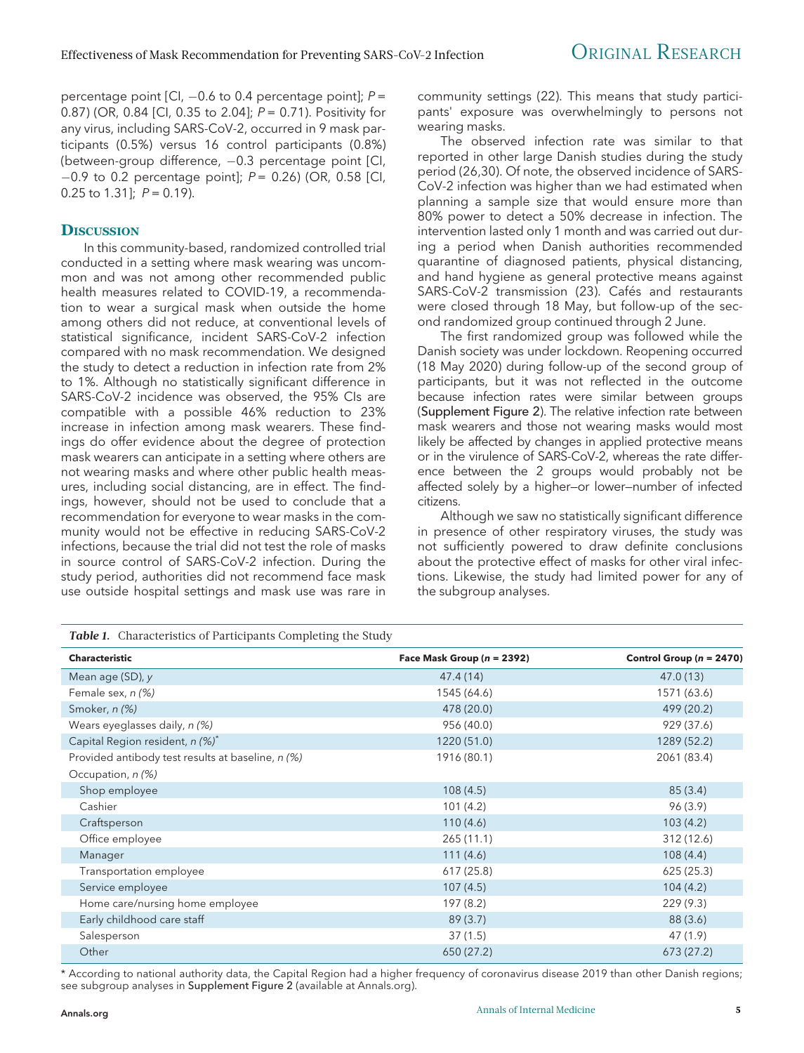percentage point [CI, −0.6 to 0.4 percentage point]; $P$ = 0.87) (OR, 0.84 [CI, 0.35 to 2.04]; $P$ = 0.71). Positivity for any virus, including SARS-CoV-2, occurred in 9 mask participants (0.5%) versus 16 control participants (0.8%) (between-group difference, −0.3 percentage point [CI, −0.9 to 0.2 percentage point]; $P$ = 0.26) (OR, 0.58 [CI, 0.25 to 1.31]; $P$ = 0.19).

## Discussion

In this community-based, randomized controlled trial conducted in a setting where mask wearing was uncommon and was not among other recommended public health measures related to COVID-19, a recommendation to wear a surgical mask when outside the home among others did not reduce, at conventional levels of statistical significance, incident SARS-CoV-2 infection compared with no mask recommendation. We designed the study to detect a reduction in infection rate from 2% to 1%. Although no statistically significant difference in SARS-CoV-2 incidence was observed, the 95% CIs are compatible with a possible 46% reduction to 23% increase in infection among mask wearers. These findings do offer evidence about the degree of protection mask wearers can anticipate in a setting where others are not wearing masks and where other public health measures, including social distancing, are in effect. The findings, however, should not be used to conclude that a recommendation for everyone to wear masks in the community would not be effective in reducing SARS-CoV-2 infections, because the trial did not test the role of masks in source control of SARS-CoV-2 infection. During the study period, authorities did not recommend face mask use outside hospital settings and mask use was rare in community settings (22). This means that study participants' exposure was overwhelmingly to persons not wearing masks.

The observed infection rate was similar to that reported in other large Danish studies during the study period (26,30). Of note, the observed incidence of SARS-CoV-2 infection was higher than we had estimated when planning a sample size that would ensure more than 80% power to detect a 50% decrease in infection. The intervention lasted only 1 month and was carried out during a period when Danish authorities recommended quarantine of diagnosed patients, physical distancing, and hand hygiene as general protective means against SARS-CoV-2 transmission (23). Cafés and restaurants were closed through 18 May, but follow-up of the second randomized group continued through 2 June.

The first randomized group was followed while the Danish society was under lockdown. Reopening occurred (18 May 2020) during follow-up of the second group of participants, but it was not reflected in the outcome because infection rates were similar between groups (Supplement Figure 2). The relative infection rate between mask wearers and those not wearing masks would most likely be affected by changes in applied protective means or in the virulence of SARS-CoV-2, whereas the rate difference between the 2 groups would probably not be affected solely by a higher—or lower—number of infected citizens.

Although we saw no statistically significant difference in presence of other respiratory viruses, the study was not sufficiently powered to draw definite conclusions about the protective effect of masks for other viral infections. Likewise, the study had limited power for any of the subgroup analyses.

***Table 1.*** Characteristics of Participants Completing the Study

| Characteristic | Face Mask Group ($n$ = 2392) | Control Group ($n$ = 2470) |
|---|---|---|
| Mean age (SD), *y* | 47.4 (14) | 47.0 (13) |
| Female sex, *n (%)* | 1545 (64.6) | 1571 (63.6) |
| Smoker, *n (%)* | 478 (20.0) | 499 (20.2) |
| Wears eyeglasses daily, *n (%)* | 956 (40.0) | 929 (37.6) |
| Capital Region resident, *n (%)** | 1220 (51.0) | 1289 (52.2) |
| Provided antibody test results at baseline, *n (%)* | 1916 (80.1) | 2061 (83.4) |
| Occupation, *n (%)* | | |
| Shop employee | 108 (4.5) | 85 (3.4) |
| Cashier | 101 (4.2) | 96 (3.9) |
| Craftsperson | 110 (4.6) | 103 (4.2) |
| Office employee | 265 (11.1) | 312 (12.6) |
| Manager | 111 (4.6) | 108 (4.4) |
| Transportation employee | 617 (25.8) | 625 (25.3) |
| Service employee | 107 (4.5) | 104 (4.2) |
| Home care/nursing home employee | 197 (8.2) | 229 (9.3) |
| Early childhood care staff | 89 (3.7) | 88 (3.6) |
| Salesperson | 37 (1.5) | 47 (1.9) |
| Other | 650 (27.2) | 673 (27.2) |

* According to national authority data, the Capital Region had a higher frequency of coronavirus disease 2019 than other Danish regions; see subgroup analyses in Supplement Figure 2 (available at Annals.org).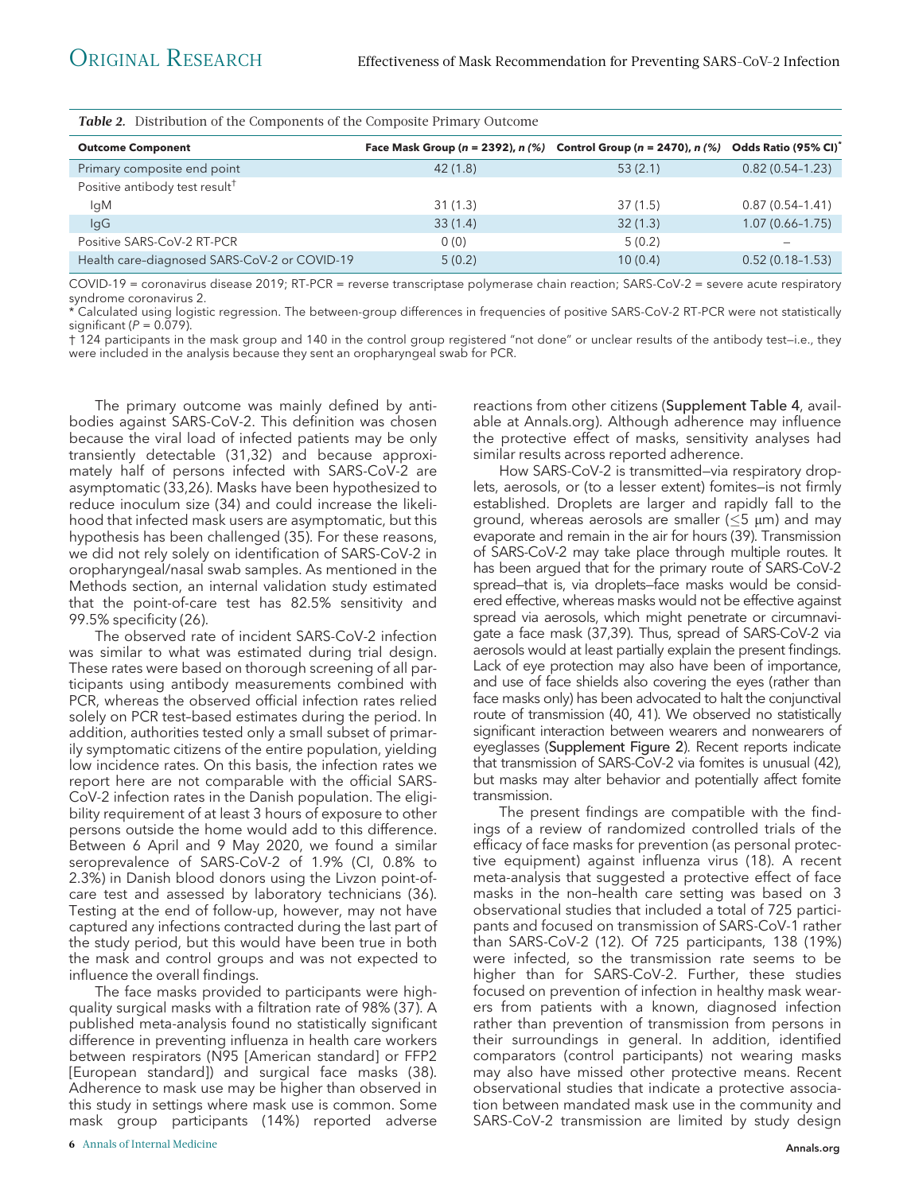*Table 2.* Distribution of the Components of the Composite Primary Outcome

| Outcome Component | Face Mask Group (*n* = 2392), *n* (%) | Control Group (*n* = 2470), *n* (%) | Odds Ratio (95% CI)* |
|---|---|---|---|
| Primary composite end point | 42 (1.8) | 53 (2.1) | 0.82 (0.54–1.23) |
| Positive antibody test result† | | | |
| IgM | 31 (1.3) | 37 (1.5) | 0.87 (0.54–1.41) |
| IgG | 33 (1.4) | 32 (1.3) | 1.07 (0.66–1.75) |
| Positive SARS-CoV-2 RT-PCR | 0 (0) | 5 (0.2) | – |
| Health care–diagnosed SARS-CoV-2 or COVID-19 | 5 (0.2) | 10 (0.4) | 0.52 (0.18–1.53) |

COVID-19 = coronavirus disease 2019; RT-PCR = reverse transcriptase polymerase chain reaction; SARS-CoV-2 = severe acute respiratory syndrome coronavirus 2.

\* Calculated using logistic regression. The between-group differences in frequencies of positive SARS-CoV-2 RT-PCR were not statistically significant ($P = 0.079$).

† 124 participants in the mask group and 140 in the control group registered "not done" or unclear results of the antibody test—i.e., they were included in the analysis because they sent an oropharyngeal swab for PCR.

The primary outcome was mainly defined by antibodies against SARS-CoV-2. This definition was chosen because the viral load of infected patients may be only transiently detectable (31,32) and because approximately half of persons infected with SARS-CoV-2 are asymptomatic (33,26). Masks have been hypothesized to reduce inoculum size (34) and could increase the likelihood that infected mask users are asymptomatic, but this hypothesis has been challenged (35). For these reasons, we did not rely solely on identification of SARS-CoV-2 in oropharyngeal/nasal swab samples. As mentioned in the Methods section, an internal validation study estimated that the point-of-care test has 82.5% sensitivity and 99.5% specificity (26).

The observed rate of incident SARS-CoV-2 infection was similar to what was estimated during trial design. These rates were based on thorough screening of all participants using antibody measurements combined with PCR, whereas the observed official infection rates relied solely on PCR test–based estimates during the period. In addition, authorities tested only a small subset of primarily symptomatic citizens of the entire population, yielding low incidence rates. On this basis, the infection rates we report here are not comparable with the official SARS-CoV-2 infection rates in the Danish population. The eligibility requirement of at least 3 hours of exposure to other persons outside the home would add to this difference. Between 6 April and 9 May 2020, we found a similar seroprevalence of SARS-CoV-2 of 1.9% (CI, 0.8% to 2.3%) in Danish blood donors using the Livzon point-of-care test and assessed by laboratory technicians (36). Testing at the end of follow-up, however, may not have captured any infections contracted during the last part of the study period, but this would have been true in both the mask and control groups and was not expected to influence the overall findings.

The face masks provided to participants were high-quality surgical masks with a filtration rate of 98% (37). A published meta-analysis found no statistically significant difference in preventing influenza in health care workers between respirators (N95 [American standard] or FFP2 [European standard]) and surgical face masks (38). Adherence to mask use may be higher than observed in this study in settings where mask use is common. Some mask group participants (14%) reported adverse reactions from other citizens (**Supplement Table 4**, available at Annals.org). Although adherence may influence the protective effect of masks, sensitivity analyses had similar results across reported adherence.

How SARS-CoV-2 is transmitted—via respiratory droplets, aerosols, or (to a lesser extent) fomites—is not firmly established. Droplets are larger and rapidly fall to the ground, whereas aerosols are smaller ($\leq 5$ μm) and may evaporate and remain in the air for hours (39). Transmission of SARS-CoV-2 may take place through multiple routes. It has been argued that for the primary route of SARS-CoV-2 spread—that is, via droplets—face masks would be considered effective, whereas masks would not be effective against spread via aerosols, which might penetrate or circumnavigate a face mask (37,39). Thus, spread of SARS-CoV-2 via aerosols would at least partially explain the present findings. Lack of eye protection may also have been of importance, and use of face shields also covering the eyes (rather than face masks only) has been advocated to halt the conjunctival route of transmission (40, 41). We observed no statistically significant interaction between wearers and nonwearers of eyeglasses (**Supplement Figure 2**). Recent reports indicate that transmission of SARS-CoV-2 via fomites is unusual (42), but masks may alter behavior and potentially affect fomite transmission.

The present findings are compatible with the findings of a review of randomized controlled trials of the efficacy of face masks for prevention (as personal protective equipment) against influenza virus (18). A recent meta-analysis that suggested a protective effect of face masks in the non–health care setting was based on 3 observational studies that included a total of 725 participants and focused on transmission of SARS-CoV-1 rather than SARS-CoV-2 (12). Of 725 participants, 138 (19%) were infected, so the transmission rate seems to be higher than for SARS-CoV-2. Further, these studies focused on prevention of infection in healthy mask wearers from patients with a known, diagnosed infection rather than prevention of transmission from persons in their surroundings in general. In addition, identified comparators (control participants) not wearing masks may also have missed other protective means. Recent observational studies that indicate a protective association between mandated mask use in the community and SARS-CoV-2 transmission are limited by study design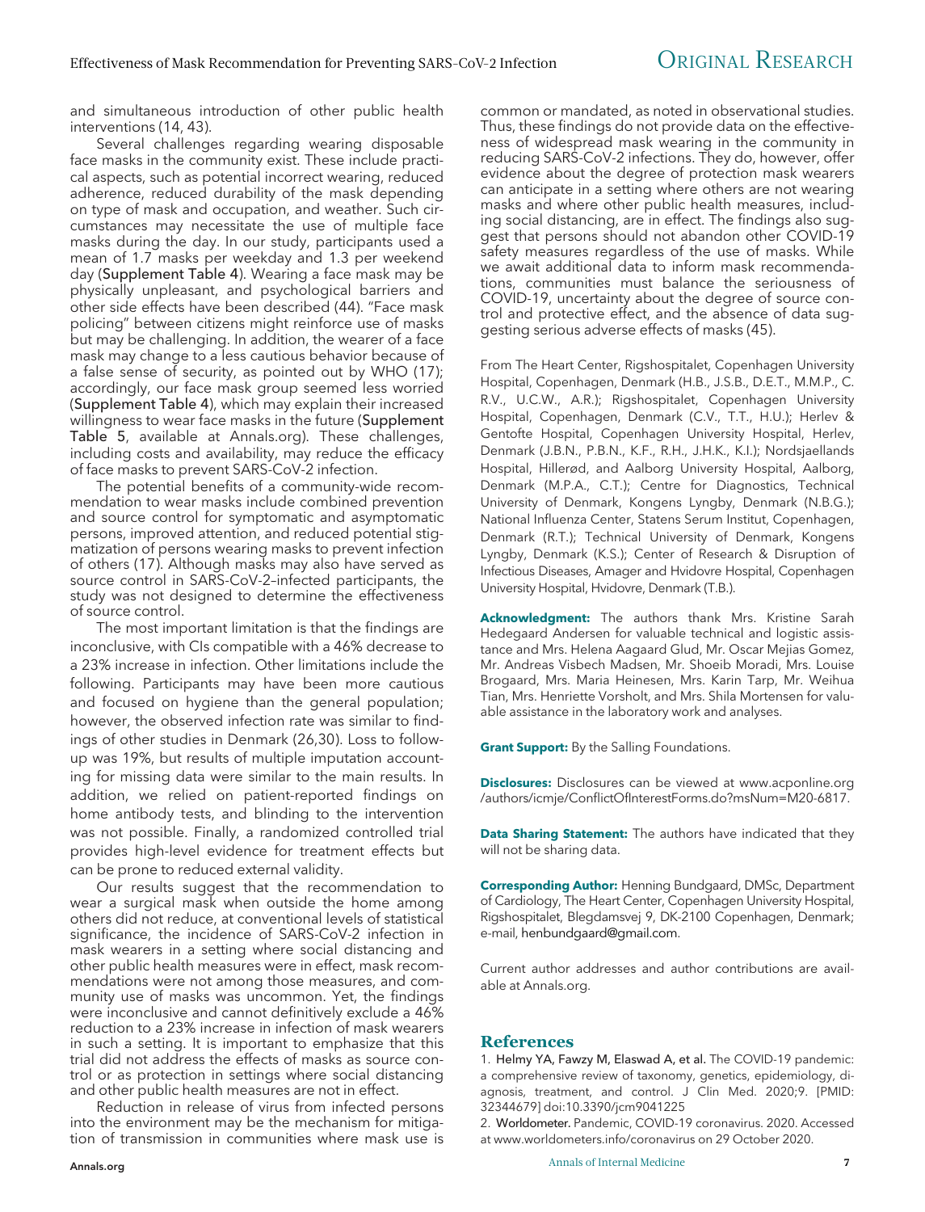and simultaneous introduction of other public health interventions (14, 43).

Several challenges regarding wearing disposable face masks in the community exist. These include practical aspects, such as potential incorrect wearing, reduced adherence, reduced durability of the mask depending on type of mask and occupation, and weather. Such circumstances may necessitate the use of multiple face masks during the day. In our study, participants used a mean of 1.7 masks per weekday and 1.3 per weekend day (Supplement Table 4). Wearing a face mask may be physically unpleasant, and psychological barriers and other side effects have been described (44). "Face mask policing" between citizens might reinforce use of masks but may be challenging. In addition, the wearer of a face mask may change to a less cautious behavior because of a false sense of security, as pointed out by WHO (17); accordingly, our face mask group seemed less worried (Supplement Table 4), which may explain their increased willingness to wear face masks in the future (Supplement Table 5, available at Annals.org). These challenges, including costs and availability, may reduce the efficacy of face masks to prevent SARS-CoV-2 infection.

The potential benefits of a community-wide recommendation to wear masks include combined prevention and source control for symptomatic and asymptomatic persons, improved attention, and reduced potential stigmatization of persons wearing masks to prevent infection of others (17). Although masks may also have served as source control in SARS-CoV-2–infected participants, the study was not designed to determine the effectiveness of source control.

The most important limitation is that the findings are inconclusive, with CIs compatible with a 46% decrease to a 23% increase in infection. Other limitations include the following. Participants may have been more cautious and focused on hygiene than the general population; however, the observed infection rate was similar to findings of other studies in Denmark (26,30). Loss to follow-up was 19%, but results of multiple imputation accounting for missing data were similar to the main results. In addition, we relied on patient-reported findings on home antibody tests, and blinding to the intervention was not possible. Finally, a randomized controlled trial provides high-level evidence for treatment effects but can be prone to reduced external validity.

Our results suggest that the recommendation to wear a surgical mask when outside the home among others did not reduce, at conventional levels of statistical significance, the incidence of SARS-CoV-2 infection in mask wearers in a setting where social distancing and other public health measures were in effect, mask recommendations were not among those measures, and community use of masks was uncommon. Yet, the findings were inconclusive and cannot definitively exclude a 46% reduction to a 23% increase in infection of mask wearers in such a setting. It is important to emphasize that this trial did not address the effects of masks as source control or as protection in settings where social distancing and other public health measures are not in effect.

Reduction in release of virus from infected persons into the environment may be the mechanism for mitigation of transmission in communities where mask use is common or mandated, as noted in observational studies. Thus, these findings do not provide data on the effectiveness of widespread mask wearing in the community in reducing SARS-CoV-2 infections. They do, however, offer evidence about the degree of protection mask wearers can anticipate in a setting where others are not wearing masks and where other public health measures, including social distancing, are in effect. The findings also suggest that persons should not abandon other COVID-19 safety measures regardless of the use of masks. While we await additional data to inform mask recommendations, communities must balance the seriousness of COVID-19, uncertainty about the degree of source control and protective effect, and the absence of data suggesting serious adverse effects of masks (45).

From The Heart Center, Rigshospitalet, Copenhagen University Hospital, Copenhagen, Denmark (H.B., J.S.B., D.E.T., M.M.P., C. R.V., U.C.W., A.R.); Rigshospitalet, Copenhagen University Hospital, Copenhagen, Denmark (C.V., T.T., H.U.); Herlev & Gentofte Hospital, Copenhagen University Hospital, Herlev, Denmark (J.B.N., P.B.N., K.F., R.H., J.H.K., K.I.); Nordsjaellands Hospital, Hillerød, and Aalborg University Hospital, Aalborg, Denmark (M.P.A., C.T.); Centre for Diagnostics, Technical University of Denmark, Kongens Lyngby, Denmark (N.B.G.); National Influenza Center, Statens Serum Institut, Copenhagen, Denmark (R.T.); Technical University of Denmark, Kongens Lyngby, Denmark (K.S.); Center of Research & Disruption of Infectious Diseases, Amager and Hvidovre Hospital, Copenhagen University Hospital, Hvidovre, Denmark (T.B.).

**Acknowledgment:** The authors thank Mrs. Kristine Sarah Hedegaard Andersen for valuable technical and logistic assistance and Mrs. Helena Aagaard Glud, Mr. Oscar Mejias Gomez, Mr. Andreas Visbech Madsen, Mr. Shoeib Moradi, Mrs. Louise Brogaard, Mrs. Maria Heinesen, Mrs. Karin Tarp, Mr. Weihua Tian, Mrs. Henriette Vorsholt, and Mrs. Shila Mortensen for valuable assistance in the laboratory work and analyses.

**Grant Support:** By the Salling Foundations.

**Disclosures:** Disclosures can be viewed at www.acponline.org/authors/icmje/ConflictOfInterestForms.do?msNum=M20-6817.

**Data Sharing Statement:** The authors have indicated that they will not be sharing data.

**Corresponding Author:** Henning Bundgaard, DMSc, Department of Cardiology, The Heart Center, Copenhagen University Hospital, Rigshospitalet, Blegdamsvej 9, DK-2100 Copenhagen, Denmark; e-mail, henbundgaard@gmail.com.

Current author addresses and author contributions are available at Annals.org.

## References

1. Helmy YA, Fawzy M, Elaswad A, et al. The COVID-19 pandemic: a comprehensive review of taxonomy, genetics, epidemiology, diagnosis, treatment, and control. J Clin Med. 2020;9. [PMID: 32344679] doi:10.3390/jcm9041225
2. Worldometer. Pandemic, COVID-19 coronavirus. 2020. Accessed at www.worldometers.info/coronavirus on 29 October 2020.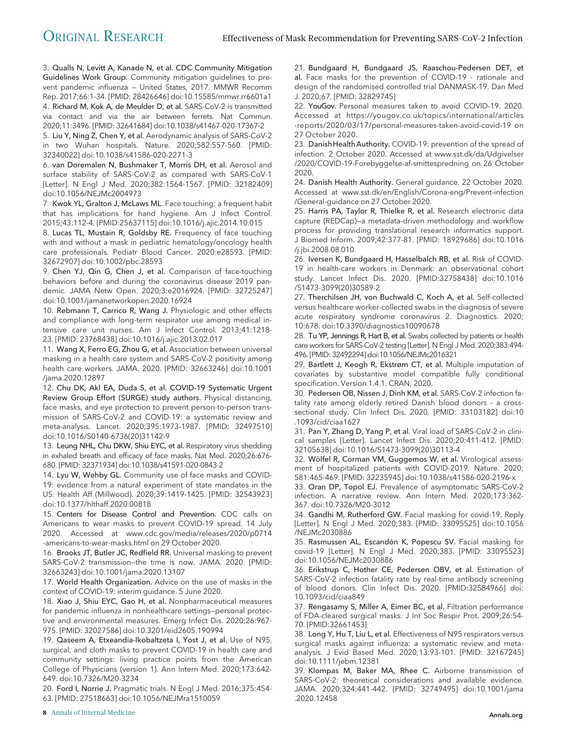3. **Qualls N, Levitt A, Kanade N, et al. CDC Community Mitigation Guidelines Work Group.** Community mitigation guidelines to prevent pandemic influenza — United States, 2017. MMWR Recomm Rep. 2017;66:1-34. [PMID: 28426646] doi:10.15585/mmwr.rr6601a1

4. **Richard M, Kok A, de Meulder D, et al.** SARS-CoV-2 is transmitted via contact and via the air between ferrets. Nat Commun. 2020;11:3496. [PMID: 32641684] doi:10.1038/s41467-020-17367-2

5. **Liu Y, Ning Z, Chen Y, et al.** Aerodynamic analysis of SARS-CoV-2 in two Wuhan hospitals. Nature. 2020;582:557-560. [PMID: 32340022] doi:10.1038/s41586-020-2271-3

6. **van Doremalen N, Bushmaker T, Morris DH, et al.** Aerosol and surface stability of SARS-CoV-2 as compared with SARS-CoV-1 [Letter]. N Engl J Med. 2020;382:1564-1567. [PMID: 32182409] doi:10.1056/NEJMc2004973

7. **Kwok YL, Gralton J, McLaws ML.** Face touching: a frequent habit that has implications for hand hygiene. Am J Infect Control. 2015;43:112-4. [PMID:25637115] doi:10.1016/j.ajic.2014.10.015

8. **Lucas TL, Mustain R, Goldsby RE.** Frequency of face touching with and without a mask in pediatric hematology/oncology health care professionals. Pediatr Blood Cancer. 2020:e28593. [PMID: 32672907] doi:10.1002/pbc.28593

9. **Chen YJ, Qin G, Chen J, et al.** Comparison of face-touching behaviors before and during the coronavirus disease 2019 pandemic. JAMA Netw Open. 2020;3:e2016924. [PMID: 32725247] doi:10.1001/jamanetworkopen.2020.16924

10. **Rebmann T, Carrico R, Wang J.** Physiologic and other effects and compliance with long-term respirator use among medical intensive care unit nurses. Am J Infect Control. 2013;41:1218-23. [PMID: 23768438] doi:10.1016/j.ajic.2013.02.017

11. **Wang X, Ferro EG, Zhou G, et al.** Association between universal masking in a health care system and SARS-CoV-2 positivity among health care workers. JAMA. 2020. [PMID: 32663246] doi:10.1001/jama.2020.12897

12. **Chu DK, Akl EA, Duda S, et al. COVID-19 Systematic Urgent Review Group Effort (SURGE) study authors.** Physical distancing, face masks, and eye protection to prevent person-to-person transmission of SARS-CoV-2 and COVID-19: a systematic review and meta-analysis. Lancet. 2020;395:1973-1987. [PMID: 32497510] doi:10.1016/S0140-6736(20)31142-9

13. **Leung NHL, Chu DKW, Shiu EYC, et al.** Respiratory virus shedding in exhaled breath and efficacy of face masks. Nat Med. 2020;26:676-680. [PMID: 32371934] doi:10.1038/s41591-020-0843-2

14. **Lyu W, Wehby GL.** Community use of face masks and COVID-19: evidence from a natural experiment of state mandates in the US. Health Aff (Millwood). 2020;39:1419-1425. [PMID: 32543923] doi:10.1377/hlthaff.2020.00818

15. **Centers for Disease Control and Prevention.** CDC calls on Americans to wear masks to prevent COVID-19 spread. 14 July 2020. Accessed at www.cdc.gov/media/releases/2020/p0714-americans-to-wear-masks.html on 29 October 2020.

16. **Brooks JT, Butler JC, Redfield RR.** Universal masking to prevent SARS-CoV-2 transmission—the time is now. JAMA. 2020. [PMID: 32663243] doi:10.1001/jama.2020.13107

17. **World Health Organization.** Advice on the use of masks in the context of COVID-19: interim guidance. 5 June 2020.

18. **Xiao J, Shiu EYC, Gao H, et al.** Nonpharmaceutical measures for pandemic influenza in nonhealthcare settings—personal protective and environmental measures. Emerg Infect Dis. 2020;26:967-975. [PMID: 32027586] doi:10.3201/eid2605.190994

19. **Qaseem A, Etxeandia-Ikobaltzeta I, Yost J, et al.** Use of N95, surgical, and cloth masks to prevent COVID-19 in health care and community settings: living practice points from the American College of Physicians (version 1). Ann Intern Med. 2020;173:642-649. doi:10.7326/M20-3234

20. **Ford I, Norrie J.** Pragmatic trials. N Engl J Med. 2016;375:454-63. [PMID: 27518663] doi:10.1056/NEJMra1510059

21. **Bundgaard H, Bundgaard JS, Raaschou-Pedersen DET, et al.** Face masks for the prevention of COVID-19 - rationale and design of the randomised controlled trial DANMASK-19. Dan Med J. 2020;67. [PMID: 32829745]

22. **YouGov.** Personal measures taken to avoid COVID-19. 2020. Accessed at https://yougov.co.uk/topics/international/articles-reports/2020/03/17/personal-measures-taken-avoid-covid-19 on 27 October 2020.

23. **Danish Health Authority.** COVID-19: prevention of the spread of infection. 2 October 2020. Accessed at www.sst.dk/da/Udgivelser/2020/COVID-19-Forebyggelse-af-smittespredning on 26 October 2020.

24. **Danish Health Authority.** General guidance. 22 October 2020. Accessed at www.sst.dk/en/English/Corona-eng/Prevent-infection/General-guidance on 27 October 2020.

25. **Harris PA, Taylor R, Thielke R, et al.** Research electronic data capture (REDCap)—a metadata-driven methodology and workflow process for providing translational research informatics support. J Biomed Inform. 2009;42:377-81. [PMID: 18929686] doi:10.1016/j.jbi.2008.08.010

26. **Iversen K, Bundgaard H, Hasselbalch RB, et al.** Risk of COVID-19 in health-care workers in Denmark: an observational cohort study. Lancet Infect Dis. 2020. [PMID:32758438] doi:10.1016/S1473-3099(20)30589-2

27. **Therchilsen JH, von Buchwald C, Koch A, et al.** Self-collected versus healthcare worker-collected swabs in the diagnosis of severe acute respiratory syndrome coronavirus 2. Diagnostics. 2020;10:678. doi:10.3390/diagnostics10090678

28. **Tu YP, Jennings R, Hart B, et al.** Swabs collected by patients or health care workers for SARS-CoV-2 testing [Letter]. N Engl J Med. 2020;383:494-496. [PMID: 32492294] doi:10.1056/NEJMc2016321

29. **Bartlett J, Keogh R, Ekstrøm CT, et al.** Multiple imputation of covariates by substantive model compatible fully conditional specification. Version 1.4.1. CRAN; 2020.

30. **Pedersen OB, Nissen J, Dinh KM, et al.** SARS-CoV-2 infection fatality rate among elderly retired Danish blood donors - a cross-sectional study. Clin Infect Dis. 2020. [PMID: 33103182] doi:10.1093/cid/ciaa1627

31. **Pan Y, Zhang D, Yang P, et al.** Viral load of SARS-CoV-2 in clinical samples [Letter]. Lancet Infect Dis. 2020;20:411-412. [PMID: 32105638] doi:10.1016/S1473-3099(20)30113-4

32. **Wölfel R, Corman VM, Guggemos W, et al.** Virological assessment of hospitalized patients with COVID-2019. Nature. 2020;581:465-469. [PMID: 32235945] doi:10.1038/s41586-020-2196-x

33. **Oran DP, Topol EJ.** Prevalence of asymptomatic SARS-CoV-2 infection. A narrative review. Ann Intern Med. 2020;173:362-367. doi:10.7326/M20-3012

34. **Gandhi M, Rutherford GW.** Facial masking for covid-19. Reply [Letter]. N Engl J Med. 2020;383. [PMID: 33095525] doi:10.1056/NEJMc2030886

35. **Rasmussen AL, Escandón K, Popescu SV.** Facial masking for covid-19 [Letter]. N Engl J Med. 2020;383. [PMID: 33095523] doi:10.1056/NEJMc2030886

36. **Erikstrup C, Hother CE, Pedersen OBV, et al.** Estimation of SARS-CoV-2 infection fatality rate by real-time antibody screening of blood donors. Clin Infect Dis. 2020. [PMID:32584966] doi:10.1093/cid/ciaa849

37. **Rengasamy S, Miller A, Eimer BC, et al.** Filtration performance of FDA-cleared surgical masks. J Int Soc Respir Prot. 2009;26:54-70. [PMID:32661453]

38. **Long Y, Hu T, Liu L, et al.** Effectiveness of N95 respirators versus surgical masks against influenza: a systematic review and meta-analysis. J Evid Based Med. 2020;13:93-101. [PMID: 32167245] doi:10.1111/jebm.12381

39. **Klompas M, Baker MA, Rhee C.** Airborne transmission of SARS-CoV-2: theoretical considerations and available evidence. JAMA. 2020;324:441-442. [PMID: 32749495] doi:10.1001/jama.2020.12458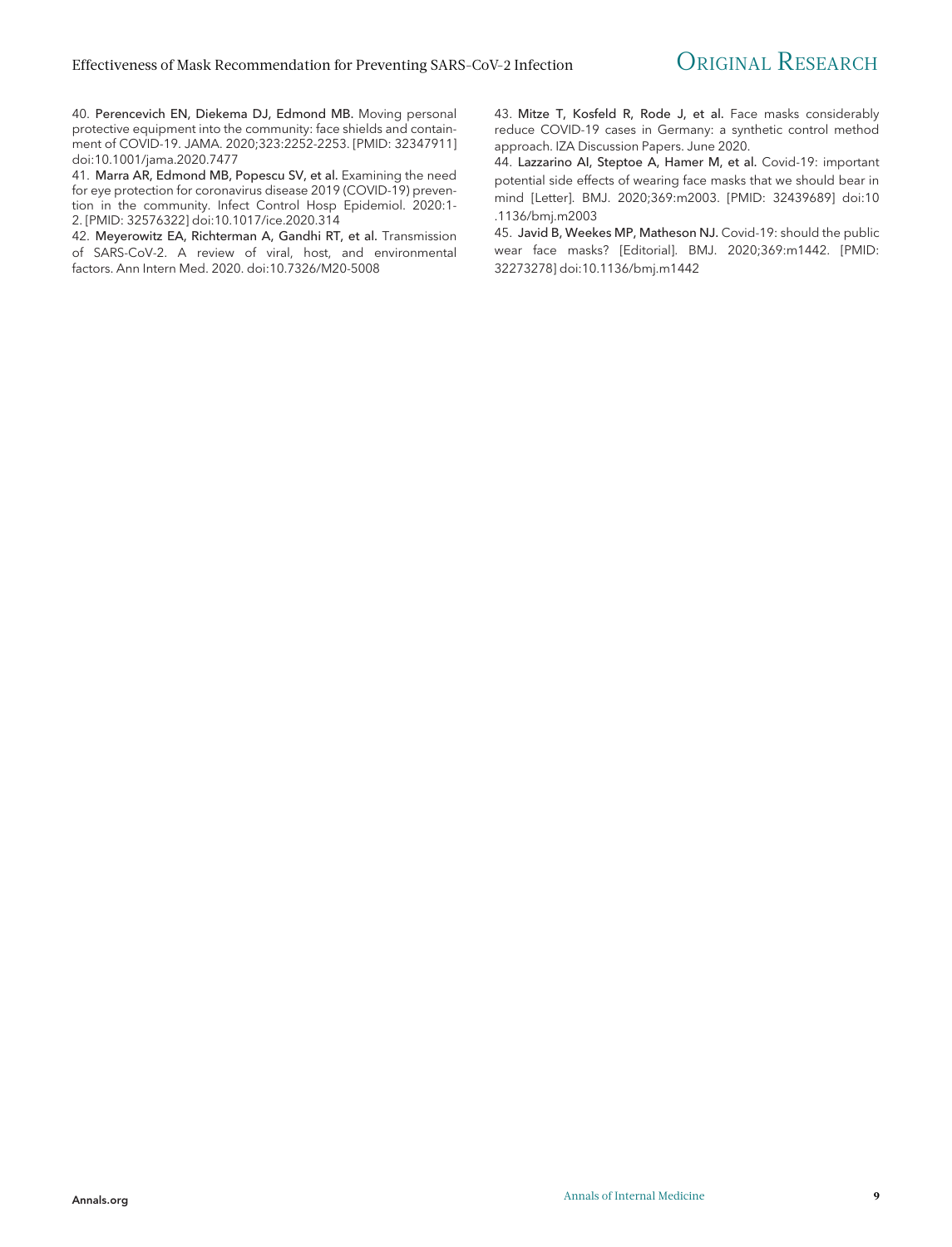40. Perencevich EN, Diekema DJ, Edmond MB. Moving personal protective equipment into the community: face shields and containment of COVID-19. JAMA. 2020;323:2252-2253. [PMID: 32347911] doi:10.1001/jama.2020.7477

41. Marra AR, Edmond MB, Popescu SV, et al. Examining the need for eye protection for coronavirus disease 2019 (COVID-19) prevention in the community. Infect Control Hosp Epidemiol. 2020:1-2. [PMID: 32576322] doi:10.1017/ice.2020.314

42. Meyerowitz EA, Richterman A, Gandhi RT, et al. Transmission of SARS-CoV-2. A review of viral, host, and environmental factors. Ann Intern Med. 2020. doi:10.7326/M20-5008

43. Mitze T, Kosfeld R, Rode J, et al. Face masks considerably reduce COVID-19 cases in Germany: a synthetic control method approach. IZA Discussion Papers. June 2020.

44. Lazzarino AI, Steptoe A, Hamer M, et al. Covid-19: important potential side effects of wearing face masks that we should bear in mind [Letter]. BMJ. 2020;369:m2003. [PMID: 32439689] doi:10.1136/bmj.m2003

45. Javid B, Weekes MP, Matheson NJ. Covid-19: should the public wear face masks? [Editorial]. BMJ. 2020;369:m1442. [PMID: 32273278] doi:10.1136/bmj.m1442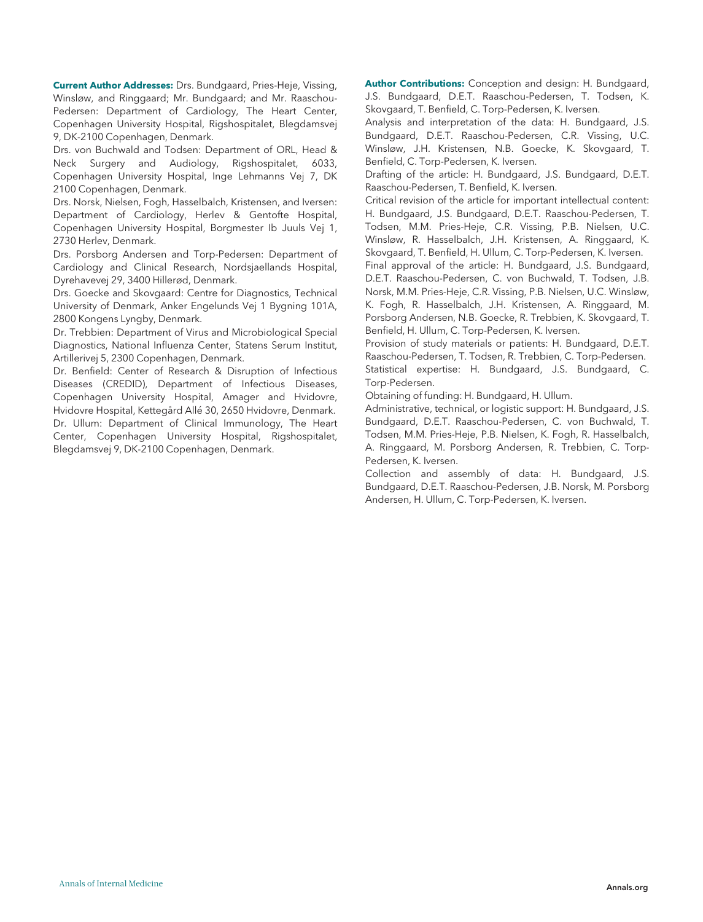**Current Author Addresses:** Drs. Bundgaard, Pries-Heje, Vissing, Winsløw, and Ringgaard; Mr. Bundgaard; and Mr. Raaschou-Pedersen: Department of Cardiology, The Heart Center, Copenhagen University Hospital, Rigshospitalet, Blegdamsvej 9, DK-2100 Copenhagen, Denmark.

Drs. von Buchwald and Todsen: Department of ORL, Head & Neck Surgery and Audiology, Rigshospitalet, 6033, Copenhagen University Hospital, Inge Lehmanns Vej 7, DK 2100 Copenhagen, Denmark.

Drs. Norsk, Nielsen, Fogh, Hasselbalch, Kristensen, and Iversen: Department of Cardiology, Herlev & Gentofte Hospital, Copenhagen University Hospital, Borgmester Ib Juuls Vej 1, 2730 Herlev, Denmark.

Drs. Porsborg Andersen and Torp-Pedersen: Department of Cardiology and Clinical Research, Nordsjaellands Hospital, Dyrehavevej 29, 3400 Hillerød, Denmark.

Drs. Goecke and Skovgaard: Centre for Diagnostics, Technical University of Denmark, Anker Engelunds Vej 1 Bygning 101A, 2800 Kongens Lyngby, Denmark.

Dr. Trebbien: Department of Virus and Microbiological Special Diagnostics, National Influenza Center, Statens Serum Institut, Artillerivej 5, 2300 Copenhagen, Denmark.

Dr. Benfield: Center of Research & Disruption of Infectious Diseases (CREDID), Department of Infectious Diseases, Copenhagen University Hospital, Amager and Hvidovre, Hvidovre Hospital, Kettegård Allé 30, 2650 Hvidovre, Denmark.

Dr. Ullum: Department of Clinical Immunology, The Heart Center, Copenhagen University Hospital, Rigshospitalet, Blegdamsvej 9, DK-2100 Copenhagen, Denmark.

**Author Contributions:** Conception and design: H. Bundgaard, J.S. Bundgaard, D.E.T. Raaschou-Pedersen, T. Todsen, K. Skovgaard, T. Benfield, C. Torp-Pedersen, K. Iversen.

Analysis and interpretation of the data: H. Bundgaard, J.S. Bundgaard, D.E.T. Raaschou-Pedersen, C.R. Vissing, U.C. Winsløw, J.H. Kristensen, N.B. Goecke, K. Skovgaard, T. Benfield, C. Torp-Pedersen, K. Iversen.

Drafting of the article: H. Bundgaard, J.S. Bundgaard, D.E.T. Raaschou-Pedersen, T. Benfield, K. Iversen.

Critical revision of the article for important intellectual content: H. Bundgaard, J.S. Bundgaard, D.E.T. Raaschou-Pedersen, T. Todsen, M.M. Pries-Heje, C.R. Vissing, P.B. Nielsen, U.C. Winsløw, R. Hasselbalch, J.H. Kristensen, A. Ringgaard, K. Skovgaard, T. Benfield, H. Ullum, C. Torp-Pedersen, K. Iversen.

Final approval of the article: H. Bundgaard, J.S. Bundgaard, D.E.T. Raaschou-Pedersen, C. von Buchwald, T. Todsen, J.B. Norsk, M.M. Pries-Heje, C.R. Vissing, P.B. Nielsen, U.C. Winsløw, K. Fogh, R. Hasselbalch, J.H. Kristensen, A. Ringgaard, M. Porsborg Andersen, N.B. Goecke, R. Trebbien, K. Skovgaard, T. Benfield, H. Ullum, C. Torp-Pedersen, K. Iversen.

Provision of study materials or patients: H. Bundgaard, D.E.T. Raaschou-Pedersen, T. Todsen, R. Trebbien, C. Torp-Pedersen.

Statistical expertise: H. Bundgaard, J.S. Bundgaard, C. Torp-Pedersen.

Obtaining of funding: H. Bundgaard, H. Ullum.

Administrative, technical, or logistic support: H. Bundgaard, J.S. Bundgaard, D.E.T. Raaschou-Pedersen, C. von Buchwald, T. Todsen, M.M. Pries-Heje, P.B. Nielsen, K. Fogh, R. Hasselbalch, A. Ringgaard, M. Porsborg Andersen, R. Trebbien, C. Torp-Pedersen, K. Iversen.

Collection and assembly of data: H. Bundgaard, J.S. Bundgaard, D.E.T. Raaschou-Pedersen, J.B. Norsk, M. Porsborg Andersen, H. Ullum, C. Torp-Pedersen, K. Iversen.